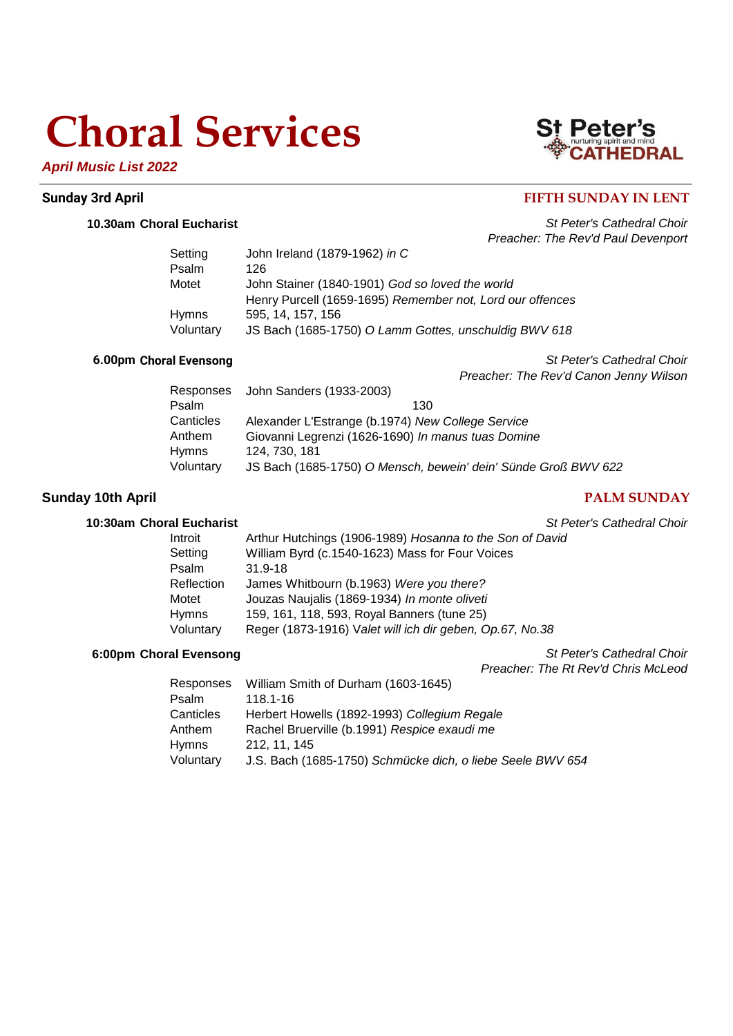# Choral Services

***April Music List 2022***

St Peter's nurturing spirit and mind CATHEDRAL

## Sunday 3rd April — FIFTH SUNDAY IN LENT

### 10.30am Choral Eucharist

*St Peter's Cathedral Choir*
*Preacher: The Rev'd Paul Devenport*

| | |
|---|---|
| Setting | John Ireland (1879-1962) *in C* |
| Psalm | 126 |
| Motet | John Stainer (1840-1901) *God so loved the world* |
| | Henry Purcell (1659-1695) *Remember not, Lord our offences* |
| Hymns | 595, 14, 157, 156 |
| Voluntary | JS Bach (1685-1750) *O Lamm Gottes, unschuldig BWV 618* |

### 6.00pm Choral Evensong

*St Peter's Cathedral Choir*
*Preacher: The Rev'd Canon Jenny Wilson*

| | |
|---|---|
| Responses | John Sanders (1933-2003) |
| Psalm | 130 |
| Canticles | Alexander L'Estrange (b.1974) *New College Service* |
| Anthem | Giovanni Legrenzi (1626-1690) *In manus tuas Domine* |
| Hymns | 124, 730, 181 |
| Voluntary | JS Bach (1685-1750) *O Mensch, bewein' dein' Sünde Groß BWV 622* |

## Sunday 10th April — PALM SUNDAY

### 10:30am Choral Eucharist

*St Peter's Cathedral Choir*

| | |
|---|---|
| Introit | Arthur Hutchings (1906-1989) *Hosanna to the Son of David* |
| Setting | William Byrd (c.1540-1623) Mass for Four Voices |
| Psalm | 31.9-18 |
| Reflection | James Whitbourn (b.1963) *Were you there?* |
| Motet | Jouzas Naujalis (1869-1934) *In monte oliveti* |
| Hymns | 159, 161, 118, 593, Royal Banners (tune 25) |
| Voluntary | Reger (1873-1916) V*alet will ich dir geben, Op.67, No.38* |

### 6:00pm Choral Evensong

*St Peter's Cathedral Choir*
*Preacher: The Rt Rev'd Chris McLeod*

| | |
|---|---|
| Responses | William Smith of Durham (1603-1645) |
| Psalm | 118.1-16 |
| Canticles | Herbert Howells (1892-1993) *Collegium Regale* |
| Anthem | Rachel Bruerville (b.1991) *Respice exaudi me* |
| Hymns | 212, 11, 145 |
| Voluntary | J.S. Bach (1685-1750) *Schmücke dich, o liebe Seele BWV 654* |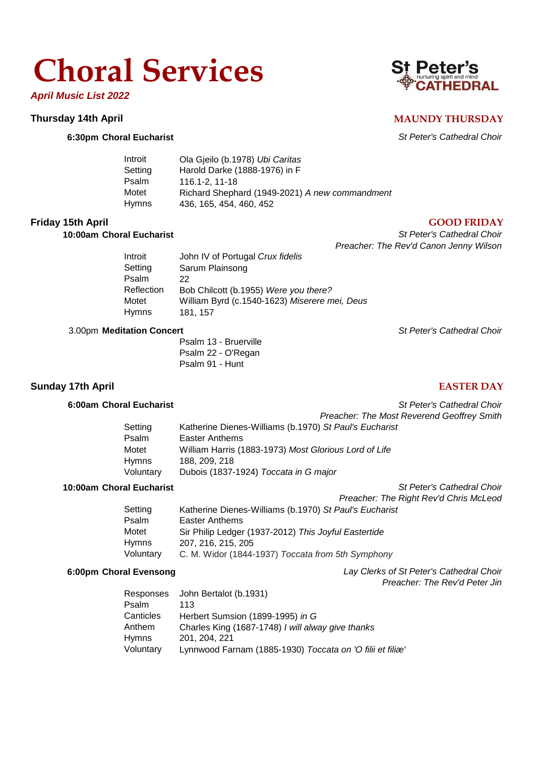# Choral Services

***April Music List 2022***

St Peter's nurturing spirit and mind CATHEDRAL

## Thursday 14th April — MAUNDY THURSDAY

**6:30pm Choral Eucharist** — *St Peter's Cathedral Choir*

| | |
|---|---|
| Introit | Ola Gjeilo (b.1978) *Ubi Caritas* |
| Setting | Harold Darke (1888-1976) in F |
| Psalm | 116.1-2, 11-18 |
| Motet | Richard Shephard (1949-2021) *A new commandment* |
| Hymns | 436, 165, 454, 460, 452 |

## Friday 15th April — GOOD FRIDAY

**10:00am Choral Eucharist** — *St Peter's Cathedral Choir*
*Preacher: The Rev'd Canon Jenny Wilson*

| | |
|---|---|
| Introit | John IV of Portugal *Crux fidelis* |
| Setting | Sarum Plainsong |
| Psalm | 22 |
| Reflection | Bob Chilcott (b.1955) *Were you there?* |
| Motet | William Byrd (c.1540-1623) *Miserere mei, Deus* |
| Hymns | 181, 157 |

3.00pm **Meditation Concert** — *St Peter's Cathedral Choir*

Psalm 13 - Bruerville
Psalm 22 - O'Regan
Psalm 91 - Hunt

## Sunday 17th April — EASTER DAY

**6:00am Choral Eucharist** — *St Peter's Cathedral Choir*
*Preacher: The Most Reverend Geoffrey Smith*

| | |
|---|---|
| Setting | Katherine Dienes-Williams (b.1970) *St Paul's Eucharist* |
| Psalm | Easter Anthems |
| Motet | William Harris (1883-1973) *Most Glorious Lord of Life* |
| Hymns | 188, 209, 218 |
| Voluntary | Dubois (1837-1924) *Toccata in G major* |

**10:00am Choral Eucharist** — *St Peter's Cathedral Choir*
*Preacher: The Right Rev'd Chris McLeod*

| | |
|---|---|
| Setting | Katherine Dienes-Williams (b.1970) *St Paul's Eucharist* |
| Psalm | Easter Anthems |
| Motet | Sir Philip Ledger (1937-2012) *This Joyful Eastertide* |
| Hymns | 207, 216, 215, 205 |
| Voluntary | C. M. Widor (1844-1937) *Toccata from 5th Symphony* |

**6:00pm Choral Evensong** — *Lay Clerks of St Peter's Cathedral Choir*
*Preacher: The Rev'd Peter Jin*

| | |
|---|---|
| Responses | John Bertalot (b.1931) |
| Psalm | 113 |
| Canticles | Herbert Sumsion (1899-1995) *in G* |
| Anthem | Charles King (1687-1748) *I will alway give thanks* |
| Hymns | 201, 204, 221 |
| Voluntary | Lynnwood Farnam (1885-1930) *Toccata on 'O filii et filiæ'* |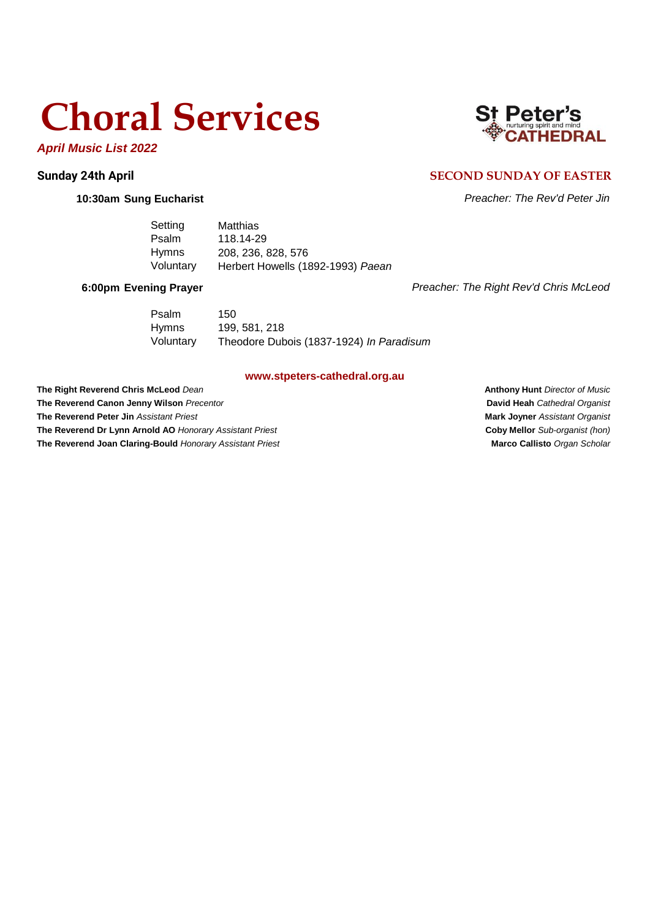# Choral Services

***April Music List 2022***

St Peter's nurturing spirit and mind CATHEDRAL

## Sunday 24th April

**SECOND SUNDAY OF EASTER**

### 10:30am Sung Eucharist

*Preacher: The Rev'd Peter Jin*

| | |
|---|---|
| Setting | Matthias |
| Psalm | 118.14-29 |
| Hymns | 208, 236, 828, 576 |
| Voluntary | Herbert Howells (1892-1993) *Paean* |

### 6:00pm Evening Prayer

*Preacher: The Right Rev'd Chris McLeod*

| | |
|---|---|
| Psalm | 150 |
| Hymns | 199, 581, 218 |
| Voluntary | Theodore Dubois (1837-1924) *In Paradisum* |

**www.stpeters-cathedral.org.au**

**The Right Reverend Chris McLeod** *Dean*
**The Reverend Canon Jenny Wilson** *Precentor*
**The Reverend Peter Jin** *Assistant Priest*
**The Reverend Dr Lynn Arnold AO** *Honorary Assistant Priest*
**The Reverend Joan Claring-Bould** *Honorary Assistant Priest*

**Anthony Hunt** *Director of Music*
**David Heah** *Cathedral Organist*
**Mark Joyner** *Assistant Organist*
**Coby Mellor** *Sub-organist (hon)*
**Marco Callisto** *Organ Scholar*